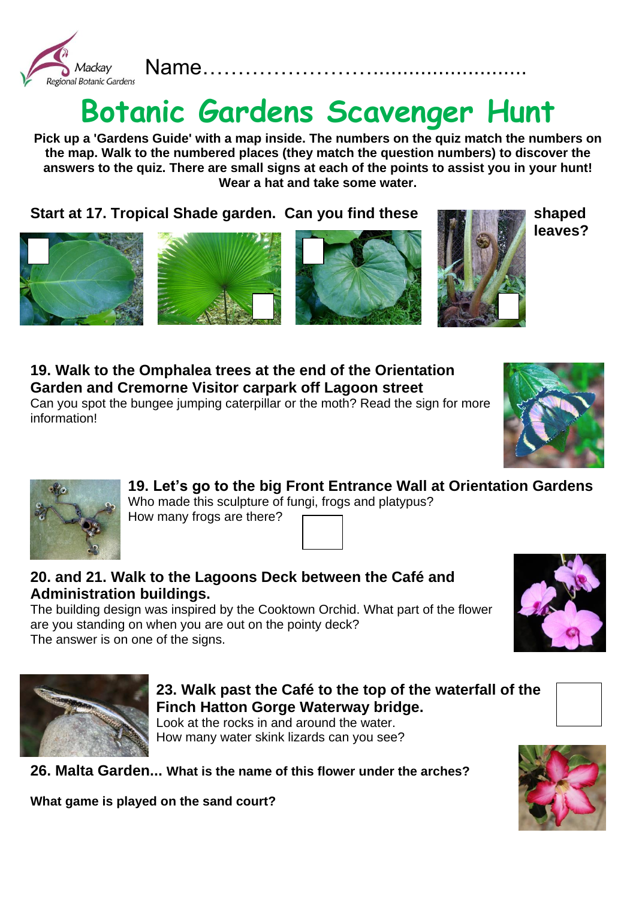Mackay Regional Botanic Gardens

Name.................................................

# Botanic Gardens Scavenger Hunt

**Pick up a 'Gardens Guide' with a map inside. The numbers on the quiz match the numbers on the map. Walk to the numbered places (they match the question numbers) to discover the answers to the quiz. There are small signs at each of the points to assist you in your hunt! Wear a hat and take some water.**

**Start at 17. Tropical Shade garden. Can you find these shaped leaves?**

**19. Walk to the Omphalea trees at the end of the Orientation Garden and Cremorne Visitor carpark off Lagoon street**

Can you spot the bungee jumping caterpillar or the moth? Read the sign for more information!

**19. Let's go to the big Front Entrance Wall at Orientation Gardens**

Who made this sculpture of fungi, frogs and platypus?

How many frogs are there?

**20. and 21. Walk to the Lagoons Deck between the Café and Administration buildings.**

The building design was inspired by the Cooktown Orchid. What part of the flower are you standing on when you are out on the pointy deck?

The answer is on one of the signs.

**23. Walk past the Café to the top of the waterfall of the Finch Hatton Gorge Waterway bridge.**

Look at the rocks in and around the water.

How many water skink lizards can you see?

**26. Malta Garden... What is the name of this flower under the arches?**

**What game is played on the sand court?**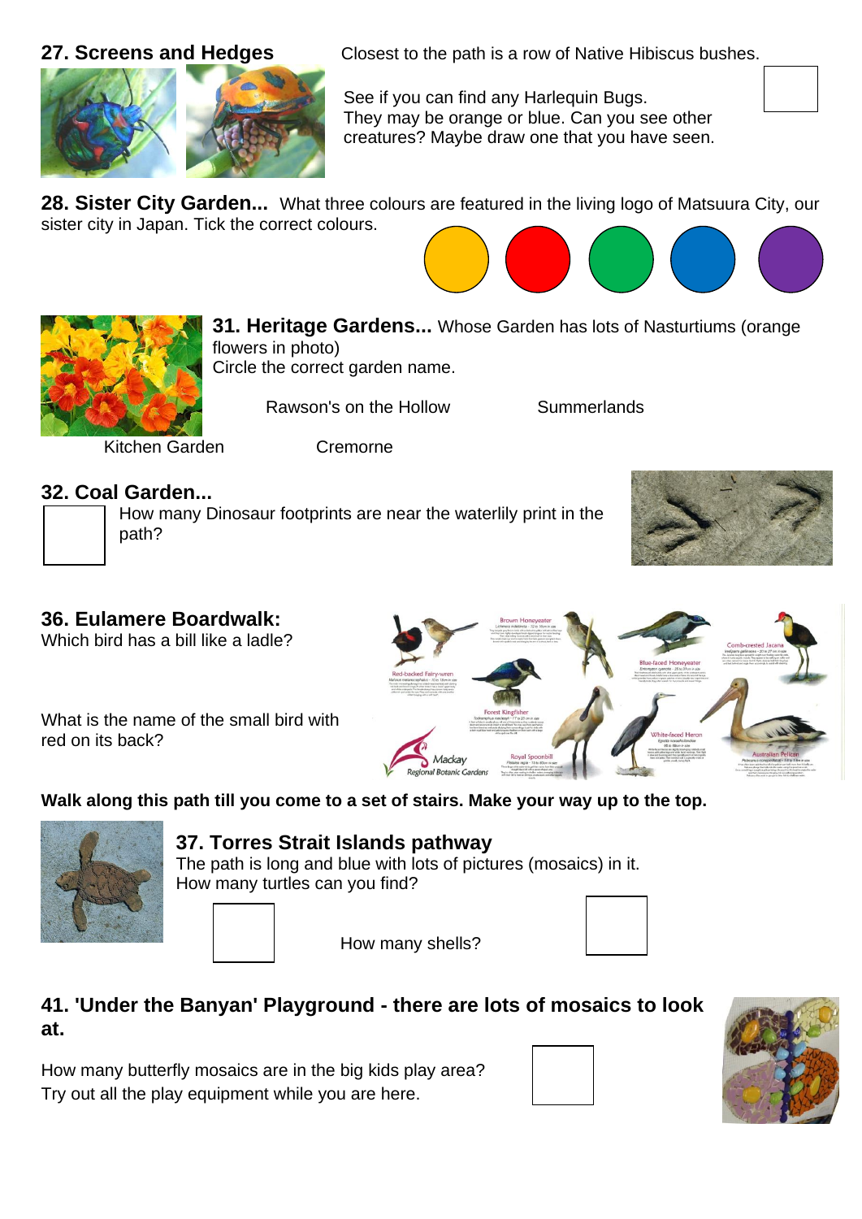## 27. Screens and Hedges

Closest to the path is a row of Native Hibiscus bushes.

See if you can find any Harlequin Bugs. They may be orange or blue. Can you see other creatures? Maybe draw one that you have seen.

## 28. Sister City Garden...

What three colours are featured in the living logo of Matsuura City, our sister city in Japan. Tick the correct colours.

## 31. Heritage Gardens...

Whose Garden has lots of Nasturtiums (orange flowers in photo)
Circle the correct garden name.

Rawson's on the Hollow

Summerlands

Kitchen Garden

Cremorne

## 32. Coal Garden...

How many Dinosaur footprints are near the waterlily print in the path?

## 36. Eulamere Boardwalk:

Which bird has a bill like a ladle?

What is the name of the small bird with red on its back?

**Walk along this path till you come to a set of stairs. Make your way up to the top.**

## 37. Torres Strait Islands pathway

The path is long and blue with lots of pictures (mosaics) in it.
How many turtles can you find?

How many shells?

## 41. 'Under the Banyan' Playground - there are lots of mosaics to look at.

How many butterfly mosaics are in the big kids play area?
Try out all the play equipment while you are here.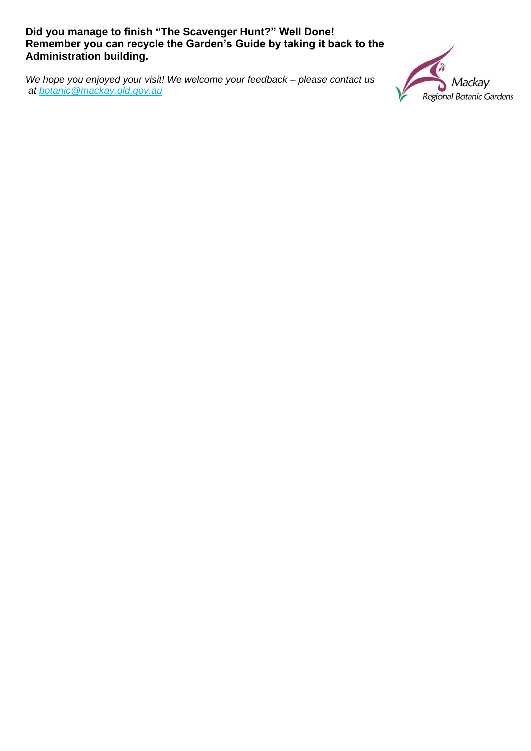**Did you manage to finish "The Scavenger Hunt?" Well Done!**
**Remember you can recycle the Garden's Guide by taking it back to the Administration building.**

*We hope you enjoyed your visit! We welcome your feedback – please contact us at [botanic@mackay.qld.gov.au](mailto:botanic@mackay.qld.gov.au)*

Mackay
Regional Botanic Gardens